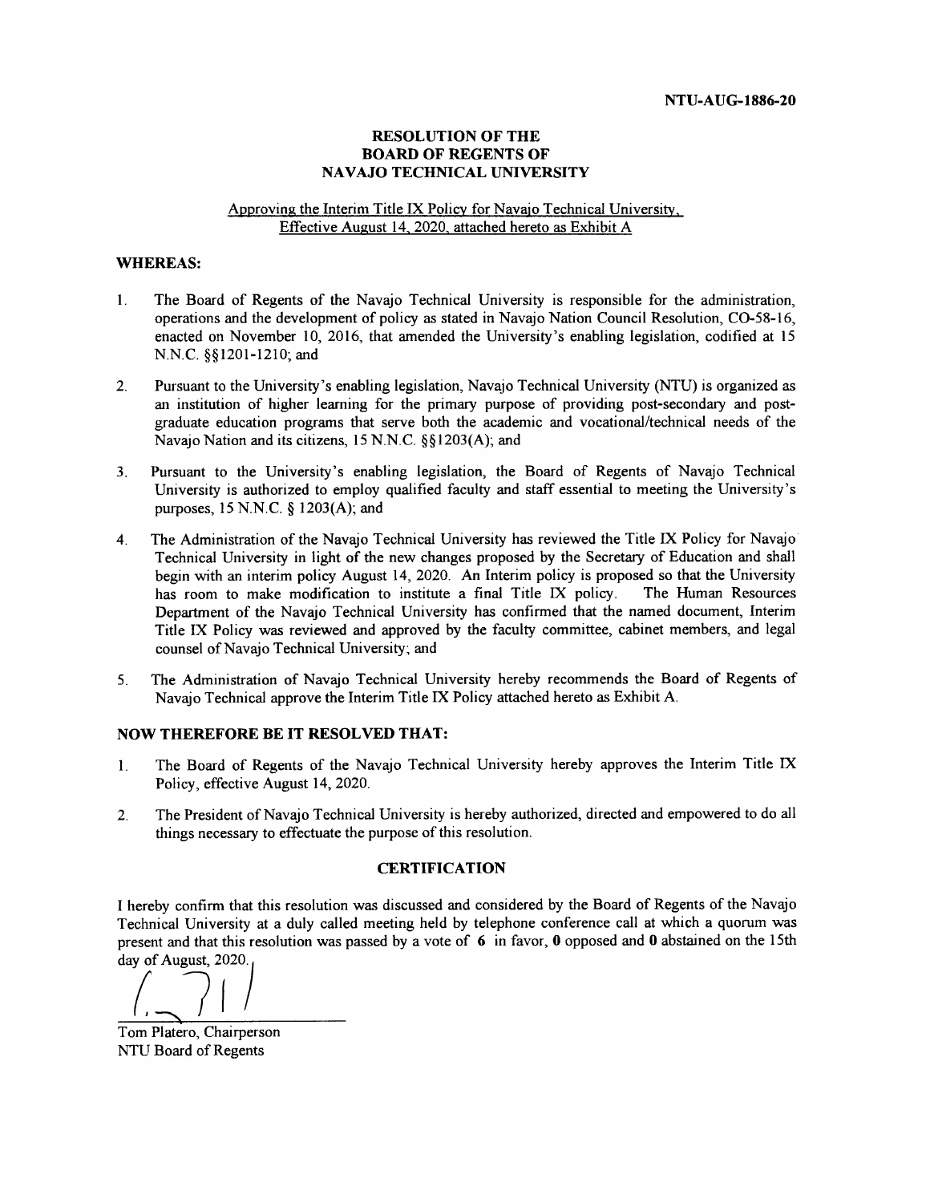**NTU-AUG-1886-20**

# RESOLUTION OF THE BOARD OF REGENTS OF NAVAJO TECHNICAL UNIVERSITY

Approving the Interim Title IX Policy for Navajo Technical University, Effective August 14, 2020, attached hereto as Exhibit A

## WHEREAS:

1. The Board of Regents of the Navajo Technical University is responsible for the administration, operations and the development of policy as stated in Navajo Nation Council Resolution, CO-58-16, enacted on November 10, 2016, that amended the University's enabling legislation, codified at 15 N.N.C. §§1201-1210; and

2. Pursuant to the University's enabling legislation, Navajo Technical University (NTU) is organized as an institution of higher learning for the primary purpose of providing post-secondary and post-graduate education programs that serve both the academic and vocational/technical needs of the Navajo Nation and its citizens, 15 N.N.C. §§1203(A); and

3. Pursuant to the University's enabling legislation, the Board of Regents of Navajo Technical University is authorized to employ qualified faculty and staff essential to meeting the University's purposes, 15 N.N.C. § 1203(A); and

4. The Administration of the Navajo Technical University has reviewed the Title IX Policy for Navajo Technical University in light of the new changes proposed by the Secretary of Education and shall begin with an interim policy August 14, 2020. An Interim policy is proposed so that the University has room to make modification to institute a final Title IX policy. The Human Resources Department of the Navajo Technical University has confirmed that the named document, Interim Title IX Policy was reviewed and approved by the faculty committee, cabinet members, and legal counsel of Navajo Technical University; and

5. The Administration of Navajo Technical University hereby recommends the Board of Regents of Navajo Technical approve the Interim Title IX Policy attached hereto as Exhibit A.

## NOW THEREFORE BE IT RESOLVED THAT:

1. The Board of Regents of the Navajo Technical University hereby approves the Interim Title IX Policy, effective August 14, 2020.

2. The President of Navajo Technical University is hereby authorized, directed and empowered to do all things necessary to effectuate the purpose of this resolution.

## CERTIFICATION

I hereby confirm that this resolution was discussed and considered by the Board of Regents of the Navajo Technical University at a duly called meeting held by telephone conference call at which a quorum was present and that this resolution was passed by a vote of **6** in favor, **0** opposed and **0** abstained on the 15th day of August, 2020.

Tom Platero, Chairperson
NTU Board of Regents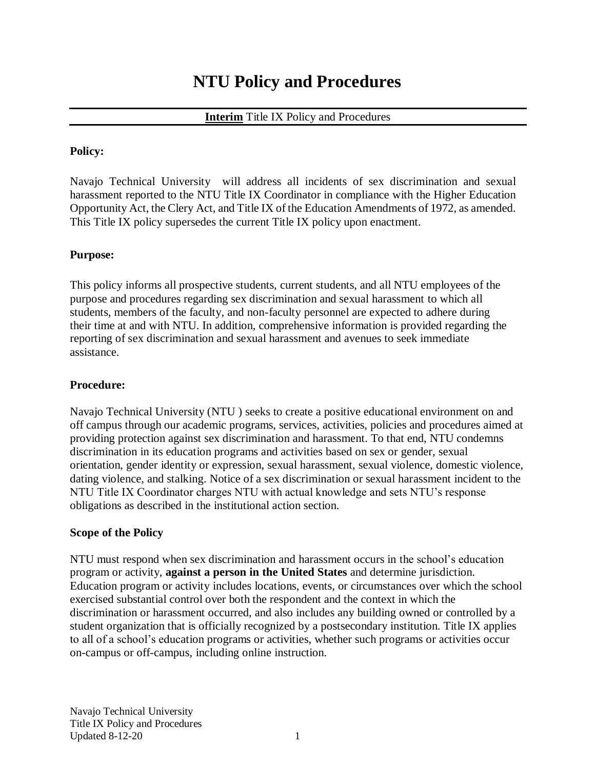# NTU Policy and Procedures

**Interim** Title IX Policy and Procedures

**Policy:**

Navajo Technical University will address all incidents of sex discrimination and sexual harassment reported to the NTU Title IX Coordinator in compliance with the Higher Education Opportunity Act, the Clery Act, and Title IX of the Education Amendments of 1972, as amended. This Title IX policy supersedes the current Title IX policy upon enactment.

**Purpose:**

This policy informs all prospective students, current students, and all NTU employees of the purpose and procedures regarding sex discrimination and sexual harassment to which all students, members of the faculty, and non-faculty personnel are expected to adhere during their time at and with NTU. In addition, comprehensive information is provided regarding the reporting of sex discrimination and sexual harassment and avenues to seek immediate assistance.

**Procedure:**

Navajo Technical University (NTU ) seeks to create a positive educational environment on and off campus through our academic programs, services, activities, policies and procedures aimed at providing protection against sex discrimination and harassment. To that end, NTU condemns discrimination in its education programs and activities based on sex or gender, sexual orientation, gender identity or expression, sexual harassment, sexual violence, domestic violence, dating violence, and stalking. Notice of a sex discrimination or sexual harassment incident to the NTU Title IX Coordinator charges NTU with actual knowledge and sets NTU's response obligations as described in the institutional action section.

**Scope of the Policy**

NTU must respond when sex discrimination and harassment occurs in the school's education program or activity, **against a person in the United States** and determine jurisdiction. Education program or activity includes locations, events, or circumstances over which the school exercised substantial control over both the respondent and the context in which the discrimination or harassment occurred, and also includes any building owned or controlled by a student organization that is officially recognized by a postsecondary institution. Title IX applies to all of a school's education programs or activities, whether such programs or activities occur on-campus or off-campus, including online instruction.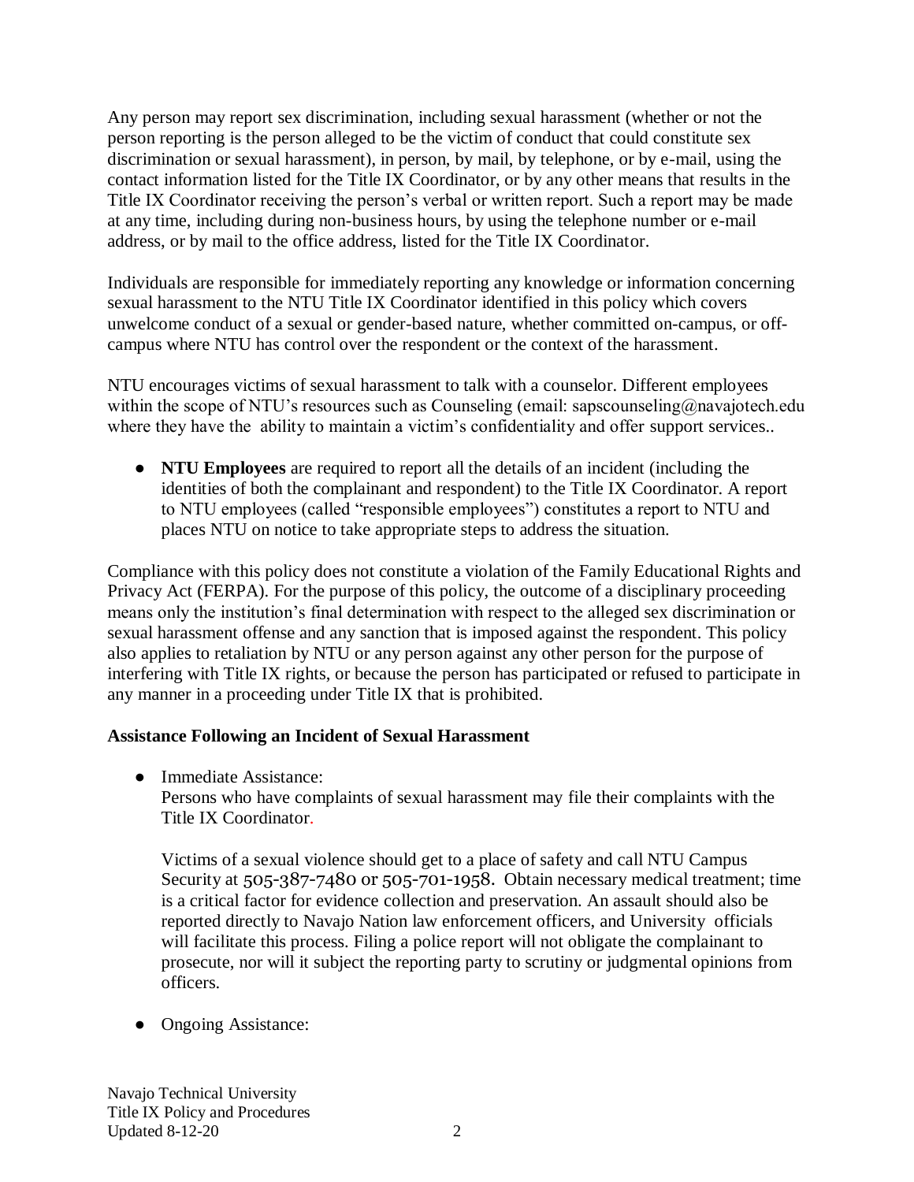Any person may report sex discrimination, including sexual harassment (whether or not the person reporting is the person alleged to be the victim of conduct that could constitute sex discrimination or sexual harassment), in person, by mail, by telephone, or by e-mail, using the contact information listed for the Title IX Coordinator, or by any other means that results in the Title IX Coordinator receiving the person's verbal or written report. Such a report may be made at any time, including during non-business hours, by using the telephone number or e-mail address, or by mail to the office address, listed for the Title IX Coordinator.

Individuals are responsible for immediately reporting any knowledge or information concerning sexual harassment to the NTU Title IX Coordinator identified in this policy which covers unwelcome conduct of a sexual or gender-based nature, whether committed on-campus, or off-campus where NTU has control over the respondent or the context of the harassment.

NTU encourages victims of sexual harassment to talk with a counselor. Different employees within the scope of NTU's resources such as Counseling (email: sapscounseling@navajotech.edu where they have the ability to maintain a victim's confidentiality and offer support services..

- **NTU Employees** are required to report all the details of an incident (including the identities of both the complainant and respondent) to the Title IX Coordinator. A report to NTU employees (called "responsible employees") constitutes a report to NTU and places NTU on notice to take appropriate steps to address the situation.

Compliance with this policy does not constitute a violation of the Family Educational Rights and Privacy Act (FERPA). For the purpose of this policy, the outcome of a disciplinary proceeding means only the institution's final determination with respect to the alleged sex discrimination or sexual harassment offense and any sanction that is imposed against the respondent. This policy also applies to retaliation by NTU or any person against any other person for the purpose of interfering with Title IX rights, or because the person has participated or refused to participate in any manner in a proceeding under Title IX that is prohibited.

**Assistance Following an Incident of Sexual Harassment**

- Immediate Assistance:
  Persons who have complaints of sexual harassment may file their complaints with the Title IX Coordinator.

  Victims of a sexual violence should get to a place of safety and call NTU Campus Security at 505-387-7480 or 505-701-1958. Obtain necessary medical treatment; time is a critical factor for evidence collection and preservation. An assault should also be reported directly to Navajo Nation law enforcement officers, and University officials will facilitate this process. Filing a police report will not obligate the complainant to prosecute, nor will it subject the reporting party to scrutiny or judgmental opinions from officers.

- Ongoing Assistance: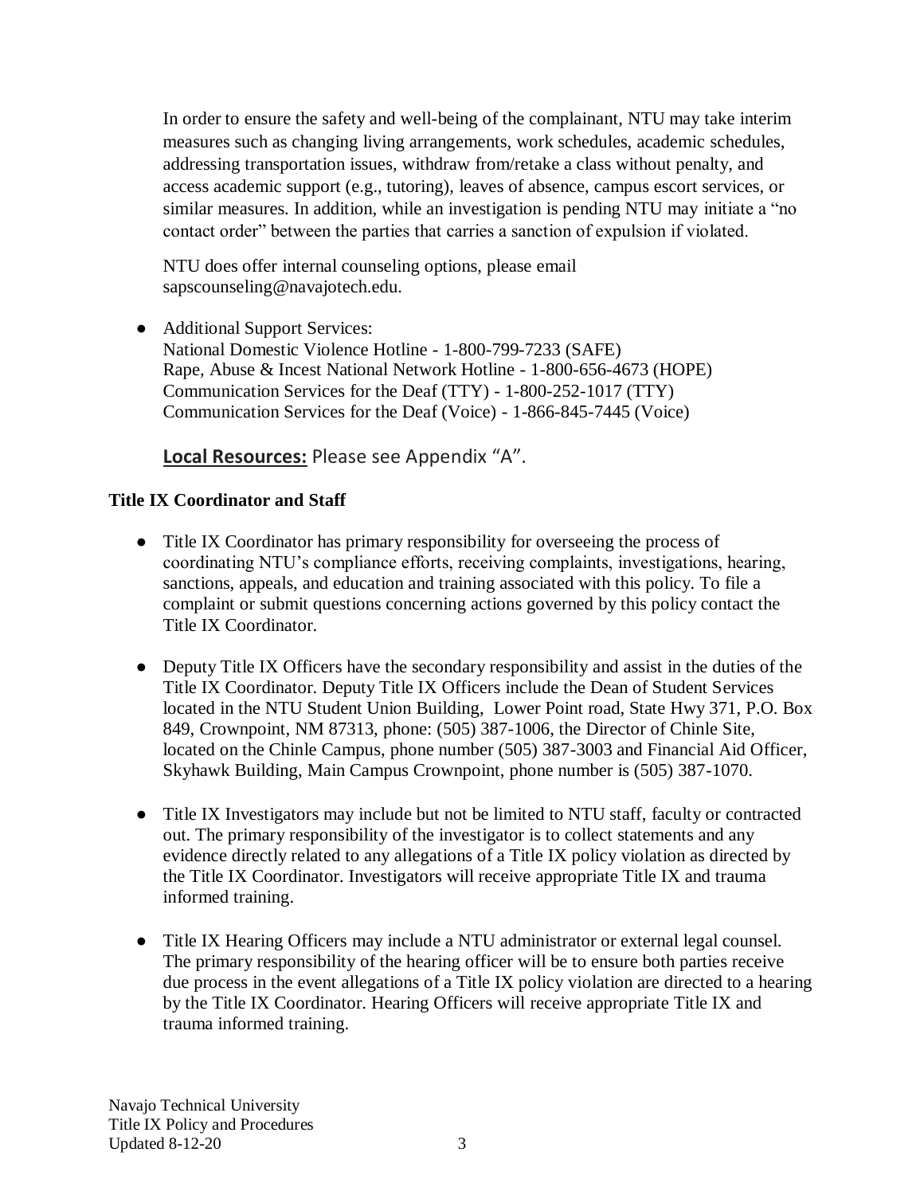In order to ensure the safety and well-being of the complainant, NTU may take interim measures such as changing living arrangements, work schedules, academic schedules, addressing transportation issues, withdraw from/retake a class without penalty, and access academic support (e.g., tutoring), leaves of absence, campus escort services, or similar measures. In addition, while an investigation is pending NTU may initiate a "no contact order" between the parties that carries a sanction of expulsion if violated.

NTU does offer internal counseling options, please email sapscounseling@navajotech.edu.

- Additional Support Services:
  National Domestic Violence Hotline - 1-800-799-7233 (SAFE)
  Rape, Abuse & Incest National Network Hotline - 1-800-656-4673 (HOPE)
  Communication Services for the Deaf (TTY) - 1-800-252-1017 (TTY)
  Communication Services for the Deaf (Voice) - 1-866-845-7445 (Voice)

**Local Resources:** Please see Appendix "A".

**Title IX Coordinator and Staff**

- Title IX Coordinator has primary responsibility for overseeing the process of coordinating NTU's compliance efforts, receiving complaints, investigations, hearing, sanctions, appeals, and education and training associated with this policy. To file a complaint or submit questions concerning actions governed by this policy contact the Title IX Coordinator.

- Deputy Title IX Officers have the secondary responsibility and assist in the duties of the Title IX Coordinator. Deputy Title IX Officers include the Dean of Student Services located in the NTU Student Union Building, Lower Point road, State Hwy 371, P.O. Box 849, Crownpoint, NM 87313, phone: (505) 387-1006, the Director of Chinle Site, located on the Chinle Campus, phone number (505) 387-3003 and Financial Aid Officer, Skyhawk Building, Main Campus Crownpoint, phone number is (505) 387-1070.

- Title IX Investigators may include but not be limited to NTU staff, faculty or contracted out. The primary responsibility of the investigator is to collect statements and any evidence directly related to any allegations of a Title IX policy violation as directed by the Title IX Coordinator. Investigators will receive appropriate Title IX and trauma informed training.

- Title IX Hearing Officers may include a NTU administrator or external legal counsel. The primary responsibility of the hearing officer will be to ensure both parties receive due process in the event allegations of a Title IX policy violation are directed to a hearing by the Title IX Coordinator. Hearing Officers will receive appropriate Title IX and trauma informed training.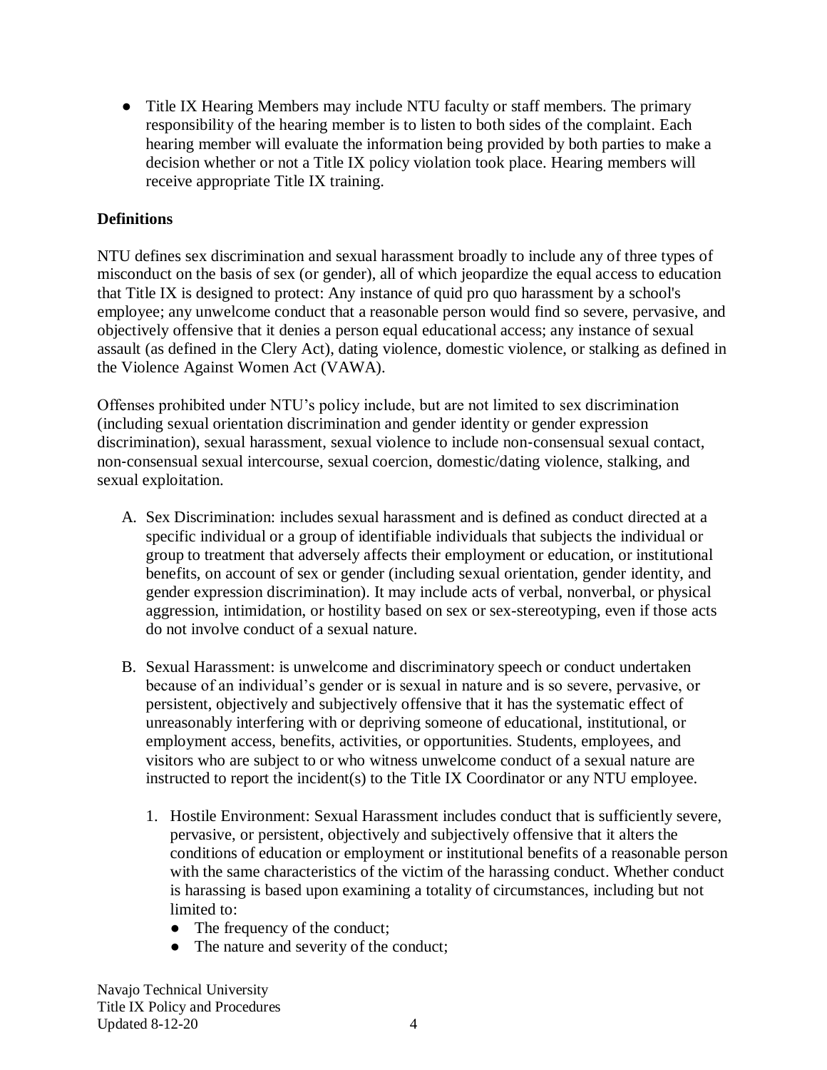- Title IX Hearing Members may include NTU faculty or staff members. The primary responsibility of the hearing member is to listen to both sides of the complaint. Each hearing member will evaluate the information being provided by both parties to make a decision whether or not a Title IX policy violation took place. Hearing members will receive appropriate Title IX training.

**Definitions**

NTU defines sex discrimination and sexual harassment broadly to include any of three types of misconduct on the basis of sex (or gender), all of which jeopardize the equal access to education that Title IX is designed to protect: Any instance of quid pro quo harassment by a school's employee; any unwelcome conduct that a reasonable person would find so severe, pervasive, and objectively offensive that it denies a person equal educational access; any instance of sexual assault (as defined in the Clery Act), dating violence, domestic violence, or stalking as defined in the Violence Against Women Act (VAWA).

Offenses prohibited under NTU's policy include, but are not limited to sex discrimination (including sexual orientation discrimination and gender identity or gender expression discrimination), sexual harassment, sexual violence to include non-consensual sexual contact, non-consensual sexual intercourse, sexual coercion, domestic/dating violence, stalking, and sexual exploitation.

A. Sex Discrimination: includes sexual harassment and is defined as conduct directed at a specific individual or a group of identifiable individuals that subjects the individual or group to treatment that adversely affects their employment or education, or institutional benefits, on account of sex or gender (including sexual orientation, gender identity, and gender expression discrimination). It may include acts of verbal, nonverbal, or physical aggression, intimidation, or hostility based on sex or sex-stereotyping, even if those acts do not involve conduct of a sexual nature.

B. Sexual Harassment: is unwelcome and discriminatory speech or conduct undertaken because of an individual's gender or is sexual in nature and is so severe, pervasive, or persistent, objectively and subjectively offensive that it has the systematic effect of unreasonably interfering with or depriving someone of educational, institutional, or employment access, benefits, activities, or opportunities. Students, employees, and visitors who are subject to or who witness unwelcome conduct of a sexual nature are instructed to report the incident(s) to the Title IX Coordinator or any NTU employee.

   1. Hostile Environment: Sexual Harassment includes conduct that is sufficiently severe, pervasive, or persistent, objectively and subjectively offensive that it alters the conditions of education or employment or institutional benefits of a reasonable person with the same characteristics of the victim of the harassing conduct. Whether conduct is harassing is based upon examining a totality of circumstances, including but not limited to:
      - The frequency of the conduct;
      - The nature and severity of the conduct;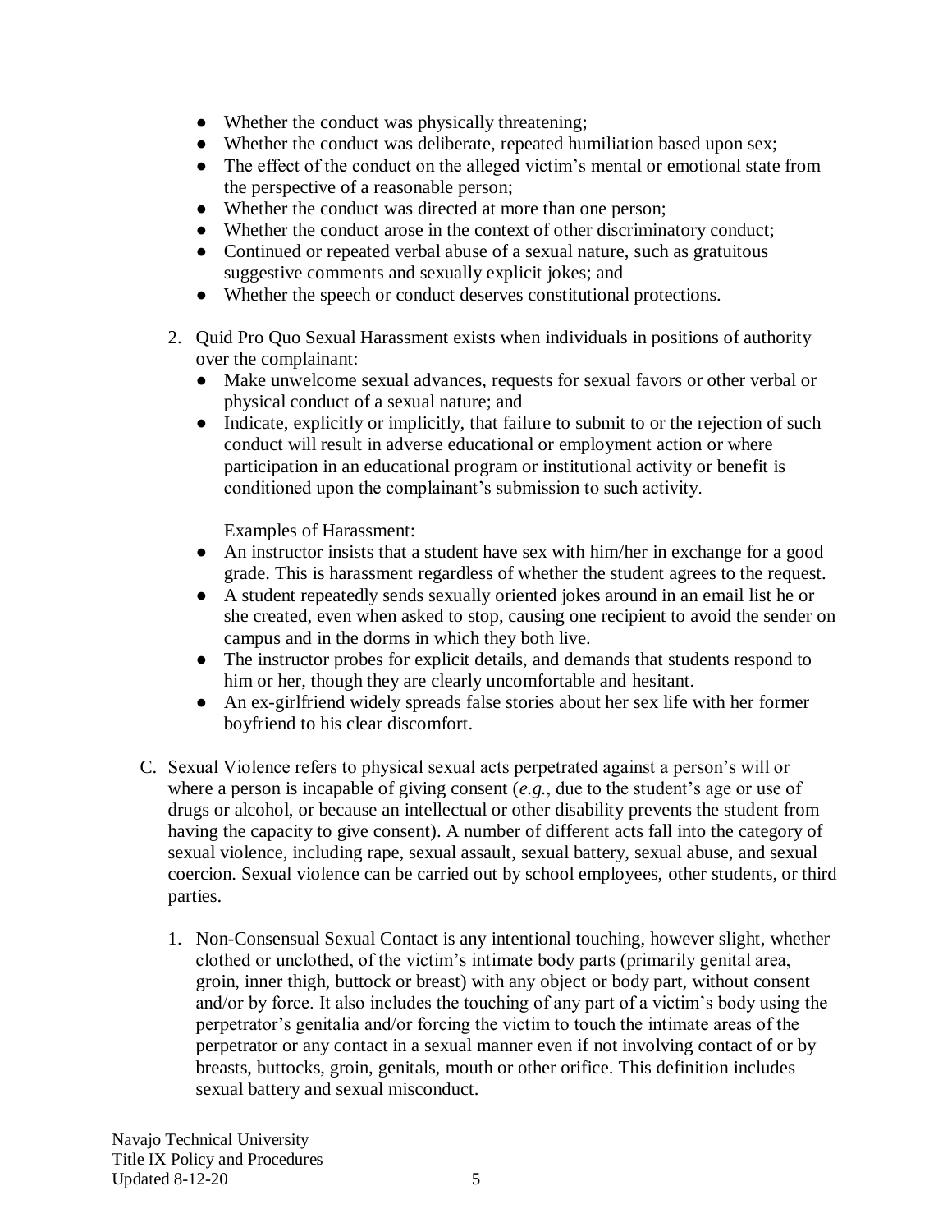- Whether the conduct was physically threatening;
- Whether the conduct was deliberate, repeated humiliation based upon sex;
- The effect of the conduct on the alleged victim's mental or emotional state from the perspective of a reasonable person;
- Whether the conduct was directed at more than one person;
- Whether the conduct arose in the context of other discriminatory conduct;
- Continued or repeated verbal abuse of a sexual nature, such as gratuitous suggestive comments and sexually explicit jokes; and
- Whether the speech or conduct deserves constitutional protections.

2. Quid Pro Quo Sexual Harassment exists when individuals in positions of authority over the complainant:
   - Make unwelcome sexual advances, requests for sexual favors or other verbal or physical conduct of a sexual nature; and
   - Indicate, explicitly or implicitly, that failure to submit to or the rejection of such conduct will result in adverse educational or employment action or where participation in an educational program or institutional activity or benefit is conditioned upon the complainant's submission to such activity.

   Examples of Harassment:
   - An instructor insists that a student have sex with him/her in exchange for a good grade. This is harassment regardless of whether the student agrees to the request.
   - A student repeatedly sends sexually oriented jokes around in an email list he or she created, even when asked to stop, causing one recipient to avoid the sender on campus and in the dorms in which they both live.
   - The instructor probes for explicit details, and demands that students respond to him or her, though they are clearly uncomfortable and hesitant.
   - An ex-girlfriend widely spreads false stories about her sex life with her former boyfriend to his clear discomfort.

C. Sexual Violence refers to physical sexual acts perpetrated against a person's will or where a person is incapable of giving consent (*e.g.*, due to the student's age or use of drugs or alcohol, or because an intellectual or other disability prevents the student from having the capacity to give consent). A number of different acts fall into the category of sexual violence, including rape, sexual assault, sexual battery, sexual abuse, and sexual coercion. Sexual violence can be carried out by school employees, other students, or third parties.

1. Non-Consensual Sexual Contact is any intentional touching, however slight, whether clothed or unclothed, of the victim's intimate body parts (primarily genital area, groin, inner thigh, buttock or breast) with any object or body part, without consent and/or by force. It also includes the touching of any part of a victim's body using the perpetrator's genitalia and/or forcing the victim to touch the intimate areas of the perpetrator or any contact in a sexual manner even if not involving contact of or by breasts, buttocks, groin, genitals, mouth or other orifice. This definition includes sexual battery and sexual misconduct.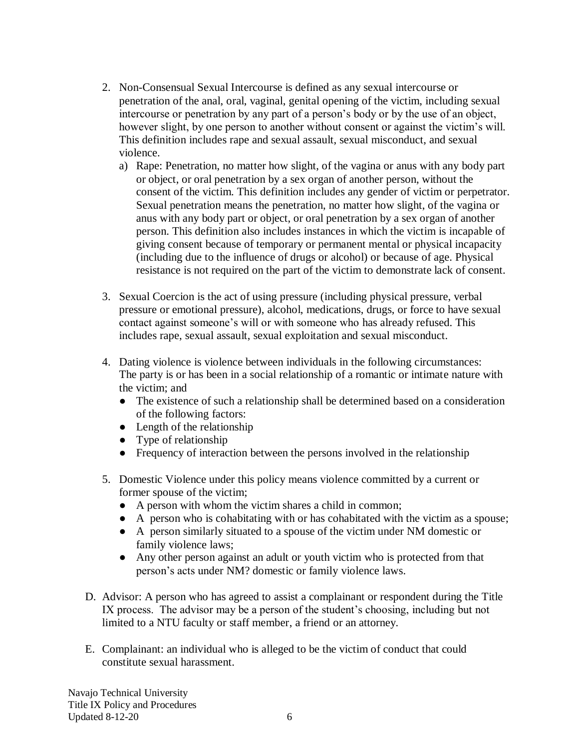2. Non-Consensual Sexual Intercourse is defined as any sexual intercourse or penetration of the anal, oral, vaginal, genital opening of the victim, including sexual intercourse or penetration by any part of a person's body or by the use of an object, however slight, by one person to another without consent or against the victim's will. This definition includes rape and sexual assault, sexual misconduct, and sexual violence.
   a) Rape: Penetration, no matter how slight, of the vagina or anus with any body part or object, or oral penetration by a sex organ of another person, without the consent of the victim. This definition includes any gender of victim or perpetrator. Sexual penetration means the penetration, no matter how slight, of the vagina or anus with any body part or object, or oral penetration by a sex organ of another person. This definition also includes instances in which the victim is incapable of giving consent because of temporary or permanent mental or physical incapacity (including due to the influence of drugs or alcohol) or because of age. Physical resistance is not required on the part of the victim to demonstrate lack of consent.

3. Sexual Coercion is the act of using pressure (including physical pressure, verbal pressure or emotional pressure), alcohol, medications, drugs, or force to have sexual contact against someone's will or with someone who has already refused. This includes rape, sexual assault, sexual exploitation and sexual misconduct.

4. Dating violence is violence between individuals in the following circumstances: The party is or has been in a social relationship of a romantic or intimate nature with the victim; and
   - The existence of such a relationship shall be determined based on a consideration of the following factors:
   - Length of the relationship
   - Type of relationship
   - Frequency of interaction between the persons involved in the relationship

5. Domestic Violence under this policy means violence committed by a current or former spouse of the victim;
   - A person with whom the victim shares a child in common;
   - A person who is cohabitating with or has cohabitated with the victim as a spouse;
   - A person similarly situated to a spouse of the victim under NM domestic or family violence laws;
   - Any other person against an adult or youth victim who is protected from that person's acts under NM? domestic or family violence laws.

D. Advisor: A person who has agreed to assist a complainant or respondent during the Title IX process. The advisor may be a person of the student's choosing, including but not limited to a NTU faculty or staff member, a friend or an attorney.

E. Complainant: an individual who is alleged to be the victim of conduct that could constitute sexual harassment.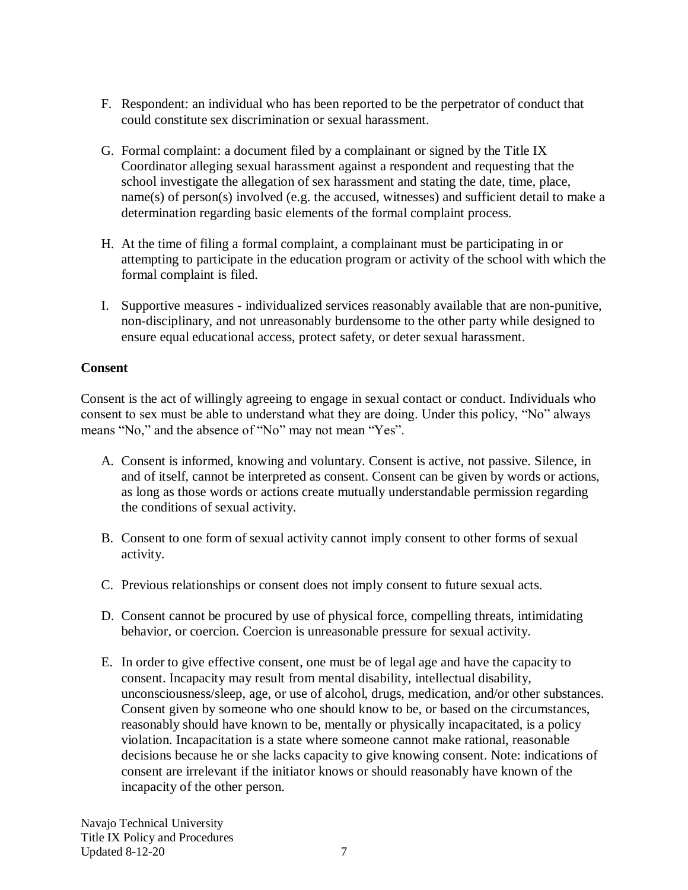F. Respondent: an individual who has been reported to be the perpetrator of conduct that could constitute sex discrimination or sexual harassment.

G. Formal complaint: a document filed by a complainant or signed by the Title IX Coordinator alleging sexual harassment against a respondent and requesting that the school investigate the allegation of sex harassment and stating the date, time, place, name(s) of person(s) involved (e.g. the accused, witnesses) and sufficient detail to make a determination regarding basic elements of the formal complaint process.

H. At the time of filing a formal complaint, a complainant must be participating in or attempting to participate in the education program or activity of the school with which the formal complaint is filed.

I. Supportive measures - individualized services reasonably available that are non-punitive, non-disciplinary, and not unreasonably burdensome to the other party while designed to ensure equal educational access, protect safety, or deter sexual harassment.

**Consent**

Consent is the act of willingly agreeing to engage in sexual contact or conduct. Individuals who consent to sex must be able to understand what they are doing. Under this policy, "No" always means "No," and the absence of "No" may not mean "Yes".

A. Consent is informed, knowing and voluntary. Consent is active, not passive. Silence, in and of itself, cannot be interpreted as consent. Consent can be given by words or actions, as long as those words or actions create mutually understandable permission regarding the conditions of sexual activity.

B. Consent to one form of sexual activity cannot imply consent to other forms of sexual activity.

C. Previous relationships or consent does not imply consent to future sexual acts.

D. Consent cannot be procured by use of physical force, compelling threats, intimidating behavior, or coercion. Coercion is unreasonable pressure for sexual activity.

E. In order to give effective consent, one must be of legal age and have the capacity to consent. Incapacity may result from mental disability, intellectual disability, unconsciousness/sleep, age, or use of alcohol, drugs, medication, and/or other substances. Consent given by someone who one should know to be, or based on the circumstances, reasonably should have known to be, mentally or physically incapacitated, is a policy violation. Incapacitation is a state where someone cannot make rational, reasonable decisions because he or she lacks capacity to give knowing consent. Note: indications of consent are irrelevant if the initiator knows or should reasonably have known of the incapacity of the other person.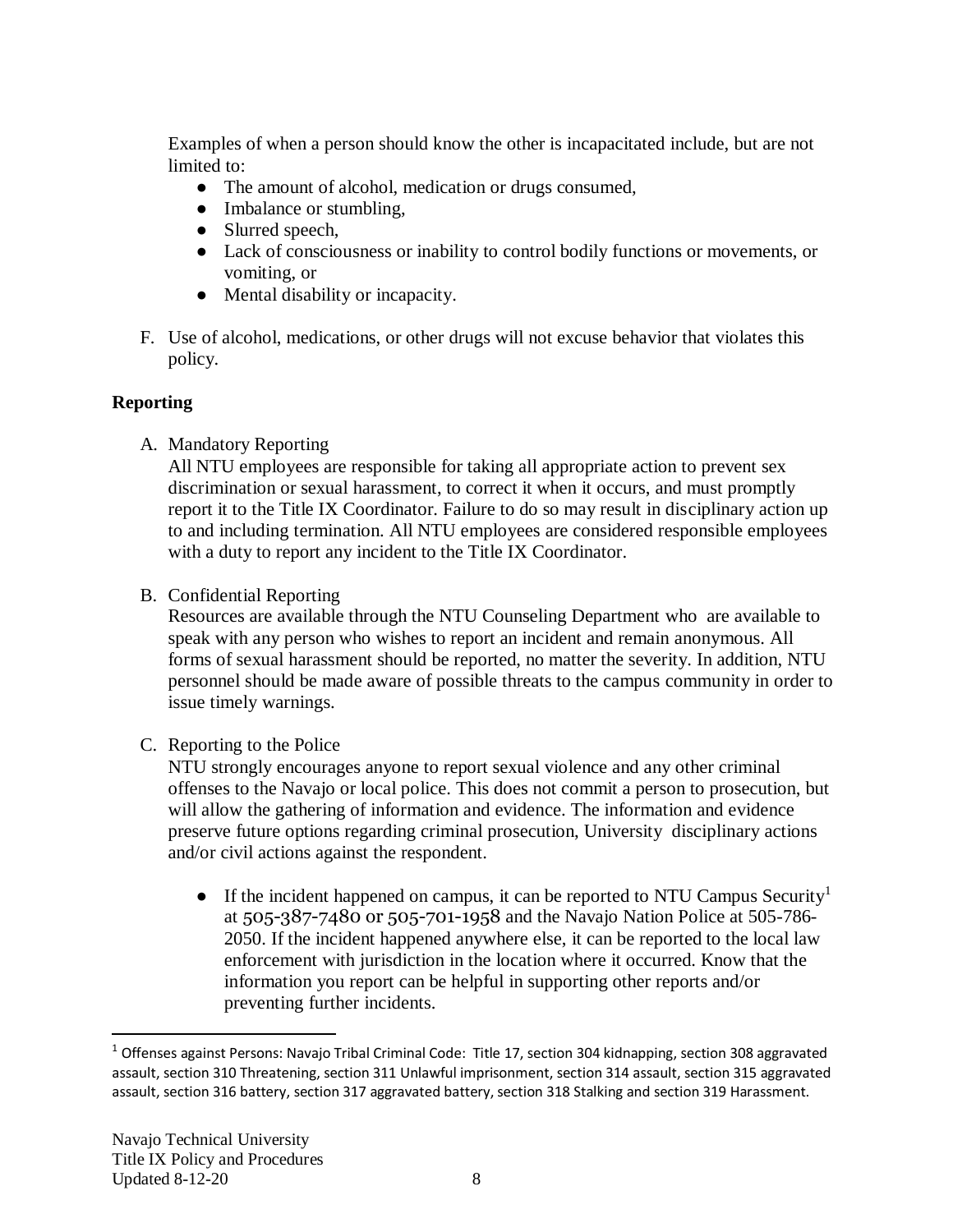Examples of when a person should know the other is incapacitated include, but are not limited to:

- The amount of alcohol, medication or drugs consumed,
- Imbalance or stumbling,
- Slurred speech,
- Lack of consciousness or inability to control bodily functions or movements, or vomiting, or
- Mental disability or incapacity.

F. Use of alcohol, medications, or other drugs will not excuse behavior that violates this policy.

**Reporting**

A. Mandatory Reporting
All NTU employees are responsible for taking all appropriate action to prevent sex discrimination or sexual harassment, to correct it when it occurs, and must promptly report it to the Title IX Coordinator. Failure to do so may result in disciplinary action up to and including termination. All NTU employees are considered responsible employees with a duty to report any incident to the Title IX Coordinator.

B. Confidential Reporting
Resources are available through the NTU Counseling Department who are available to speak with any person who wishes to report an incident and remain anonymous. All forms of sexual harassment should be reported, no matter the severity. In addition, NTU personnel should be made aware of possible threats to the campus community in order to issue timely warnings.

C. Reporting to the Police
NTU strongly encourages anyone to report sexual violence and any other criminal offenses to the Navajo or local police. This does not commit a person to prosecution, but will allow the gathering of information and evidence. The information and evidence preserve future options regarding criminal prosecution, University disciplinary actions and/or civil actions against the respondent.

- If the incident happened on campus, it can be reported to NTU Campus Security[1] at 505-387-7480 or 505-701-1958 and the Navajo Nation Police at 505-786-2050. If the incident happened anywhere else, it can be reported to the local law enforcement with jurisdiction in the location where it occurred. Know that the information you report can be helpful in supporting other reports and/or preventing further incidents.

---

[1] Offenses against Persons: Navajo Tribal Criminal Code: Title 17, section 304 kidnapping, section 308 aggravated assault, section 310 Threatening, section 311 Unlawful imprisonment, section 314 assault, section 315 aggravated assault, section 316 battery, section 317 aggravated battery, section 318 Stalking and section 319 Harassment.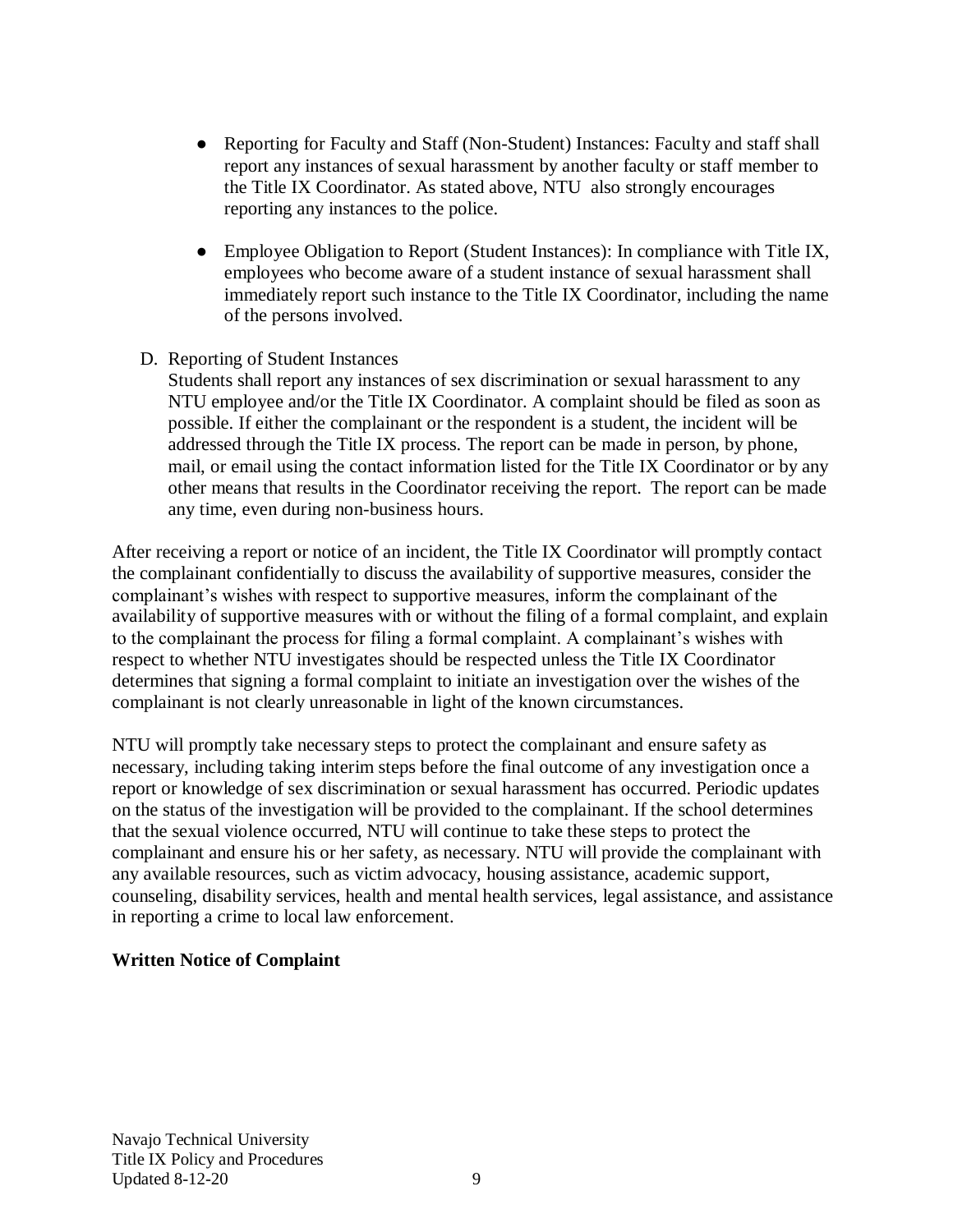- Reporting for Faculty and Staff (Non-Student) Instances: Faculty and staff shall report any instances of sexual harassment by another faculty or staff member to the Title IX Coordinator. As stated above, NTU also strongly encourages reporting any instances to the police.

- Employee Obligation to Report (Student Instances): In compliance with Title IX, employees who become aware of a student instance of sexual harassment shall immediately report such instance to the Title IX Coordinator, including the name of the persons involved.

D. Reporting of Student Instances
Students shall report any instances of sex discrimination or sexual harassment to any NTU employee and/or the Title IX Coordinator. A complaint should be filed as soon as possible. If either the complainant or the respondent is a student, the incident will be addressed through the Title IX process. The report can be made in person, by phone, mail, or email using the contact information listed for the Title IX Coordinator or by any other means that results in the Coordinator receiving the report. The report can be made any time, even during non-business hours.

After receiving a report or notice of an incident, the Title IX Coordinator will promptly contact the complainant confidentially to discuss the availability of supportive measures, consider the complainant's wishes with respect to supportive measures, inform the complainant of the availability of supportive measures with or without the filing of a formal complaint, and explain to the complainant the process for filing a formal complaint. A complainant's wishes with respect to whether NTU investigates should be respected unless the Title IX Coordinator determines that signing a formal complaint to initiate an investigation over the wishes of the complainant is not clearly unreasonable in light of the known circumstances.

NTU will promptly take necessary steps to protect the complainant and ensure safety as necessary, including taking interim steps before the final outcome of any investigation once a report or knowledge of sex discrimination or sexual harassment has occurred. Periodic updates on the status of the investigation will be provided to the complainant. If the school determines that the sexual violence occurred, NTU will continue to take these steps to protect the complainant and ensure his or her safety, as necessary. NTU will provide the complainant with any available resources, such as victim advocacy, housing assistance, academic support, counseling, disability services, health and mental health services, legal assistance, and assistance in reporting a crime to local law enforcement.

**Written Notice of Complaint**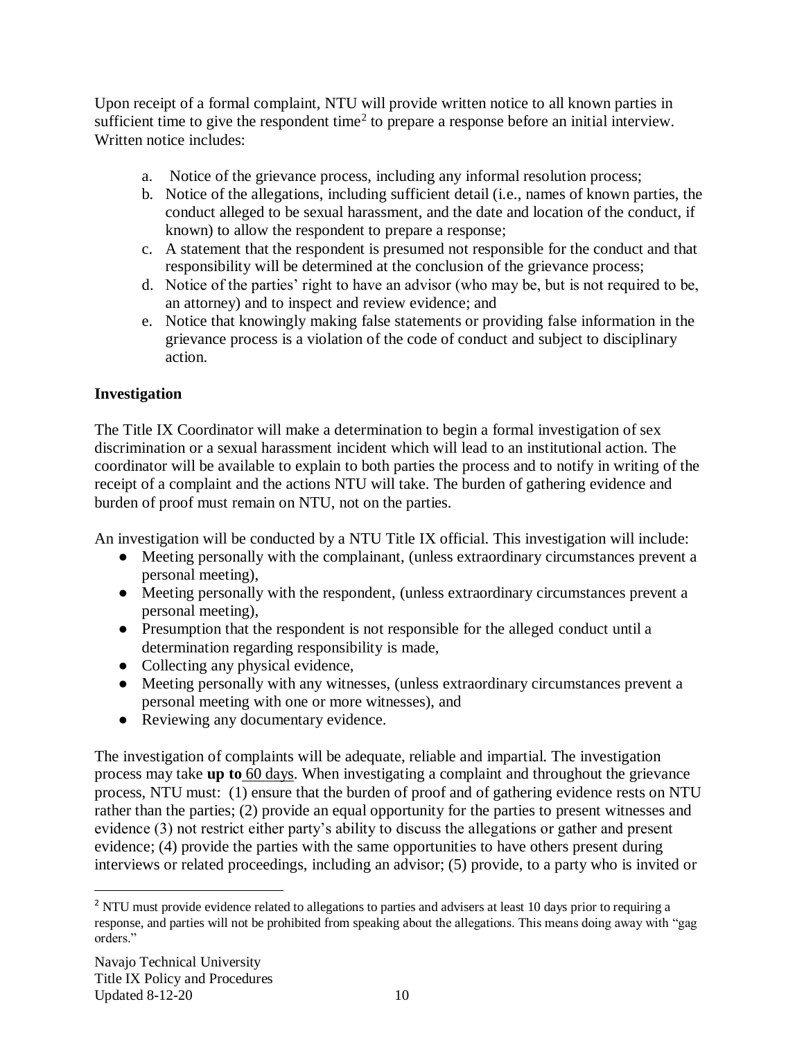Upon receipt of a formal complaint, NTU will provide written notice to all known parties in sufficient time to give the respondent time[2] to prepare a response before an initial interview. Written notice includes:

a. Notice of the grievance process, including any informal resolution process;
b. Notice of the allegations, including sufficient detail (i.e., names of known parties, the conduct alleged to be sexual harassment, and the date and location of the conduct, if known) to allow the respondent to prepare a response;
c. A statement that the respondent is presumed not responsible for the conduct and that responsibility will be determined at the conclusion of the grievance process;
d. Notice of the parties' right to have an advisor (who may be, but is not required to be, an attorney) and to inspect and review evidence; and
e. Notice that knowingly making false statements or providing false information in the grievance process is a violation of the code of conduct and subject to disciplinary action.

**Investigation**

The Title IX Coordinator will make a determination to begin a formal investigation of sex discrimination or a sexual harassment incident which will lead to an institutional action. The coordinator will be available to explain to both parties the process and to notify in writing of the receipt of a complaint and the actions NTU will take. The burden of gathering evidence and burden of proof must remain on NTU, not on the parties.

An investigation will be conducted by a NTU Title IX official. This investigation will include:

- Meeting personally with the complainant, (unless extraordinary circumstances prevent a personal meeting),
- Meeting personally with the respondent, (unless extraordinary circumstances prevent a personal meeting),
- Presumption that the respondent is not responsible for the alleged conduct until a determination regarding responsibility is made,
- Collecting any physical evidence,
- Meeting personally with any witnesses, (unless extraordinary circumstances prevent a personal meeting with one or more witnesses), and
- Reviewing any documentary evidence.

The investigation of complaints will be adequate, reliable and impartial. The investigation process may take **up to** <u>60 days</u>. When investigating a complaint and throughout the grievance process, NTU must: (1) ensure that the burden of proof and of gathering evidence rests on NTU rather than the parties; (2) provide an equal opportunity for the parties to present witnesses and evidence (3) not restrict either party's ability to discuss the allegations or gather and present evidence; (4) provide the parties with the same opportunities to have others present during interviews or related proceedings, including an advisor; (5) provide, to a party who is invited or

[2] NTU must provide evidence related to allegations to parties and advisers at least 10 days prior to requiring a response, and parties will not be prohibited from speaking about the allegations. This means doing away with "gag orders."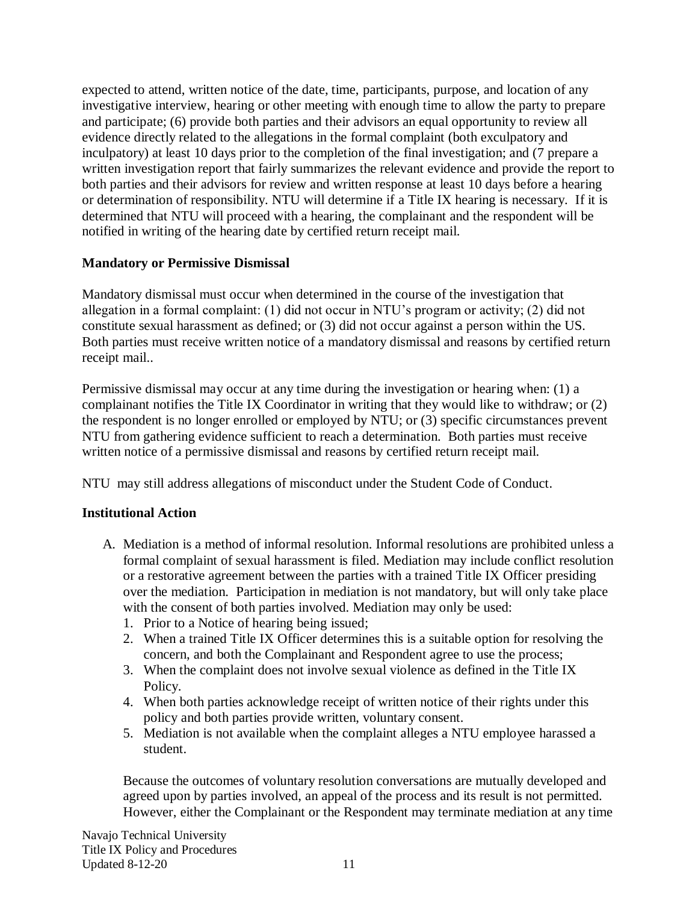expected to attend, written notice of the date, time, participants, purpose, and location of any investigative interview, hearing or other meeting with enough time to allow the party to prepare and participate; (6) provide both parties and their advisors an equal opportunity to review all evidence directly related to the allegations in the formal complaint (both exculpatory and inculpatory) at least 10 days prior to the completion of the final investigation; and (7 prepare a written investigation report that fairly summarizes the relevant evidence and provide the report to both parties and their advisors for review and written response at least 10 days before a hearing or determination of responsibility. NTU will determine if a Title IX hearing is necessary. If it is determined that NTU will proceed with a hearing, the complainant and the respondent will be notified in writing of the hearing date by certified return receipt mail.

**Mandatory or Permissive Dismissal**

Mandatory dismissal must occur when determined in the course of the investigation that allegation in a formal complaint: (1) did not occur in NTU's program or activity; (2) did not constitute sexual harassment as defined; or (3) did not occur against a person within the US. Both parties must receive written notice of a mandatory dismissal and reasons by certified return receipt mail..

Permissive dismissal may occur at any time during the investigation or hearing when: (1) a complainant notifies the Title IX Coordinator in writing that they would like to withdraw; or (2) the respondent is no longer enrolled or employed by NTU; or (3) specific circumstances prevent NTU from gathering evidence sufficient to reach a determination. Both parties must receive written notice of a permissive dismissal and reasons by certified return receipt mail.

NTU may still address allegations of misconduct under the Student Code of Conduct.

**Institutional Action**

A. Mediation is a method of informal resolution. Informal resolutions are prohibited unless a formal complaint of sexual harassment is filed. Mediation may include conflict resolution or a restorative agreement between the parties with a trained Title IX Officer presiding over the mediation. Participation in mediation is not mandatory, but will only take place with the consent of both parties involved. Mediation may only be used:
   1. Prior to a Notice of hearing being issued;
   2. When a trained Title IX Officer determines this is a suitable option for resolving the concern, and both the Complainant and Respondent agree to use the process;
   3. When the complaint does not involve sexual violence as defined in the Title IX Policy.
   4. When both parties acknowledge receipt of written notice of their rights under this policy and both parties provide written, voluntary consent.
   5. Mediation is not available when the complaint alleges a NTU employee harassed a student.

   Because the outcomes of voluntary resolution conversations are mutually developed and agreed upon by parties involved, an appeal of the process and its result is not permitted. However, either the Complainant or the Respondent may terminate mediation at any time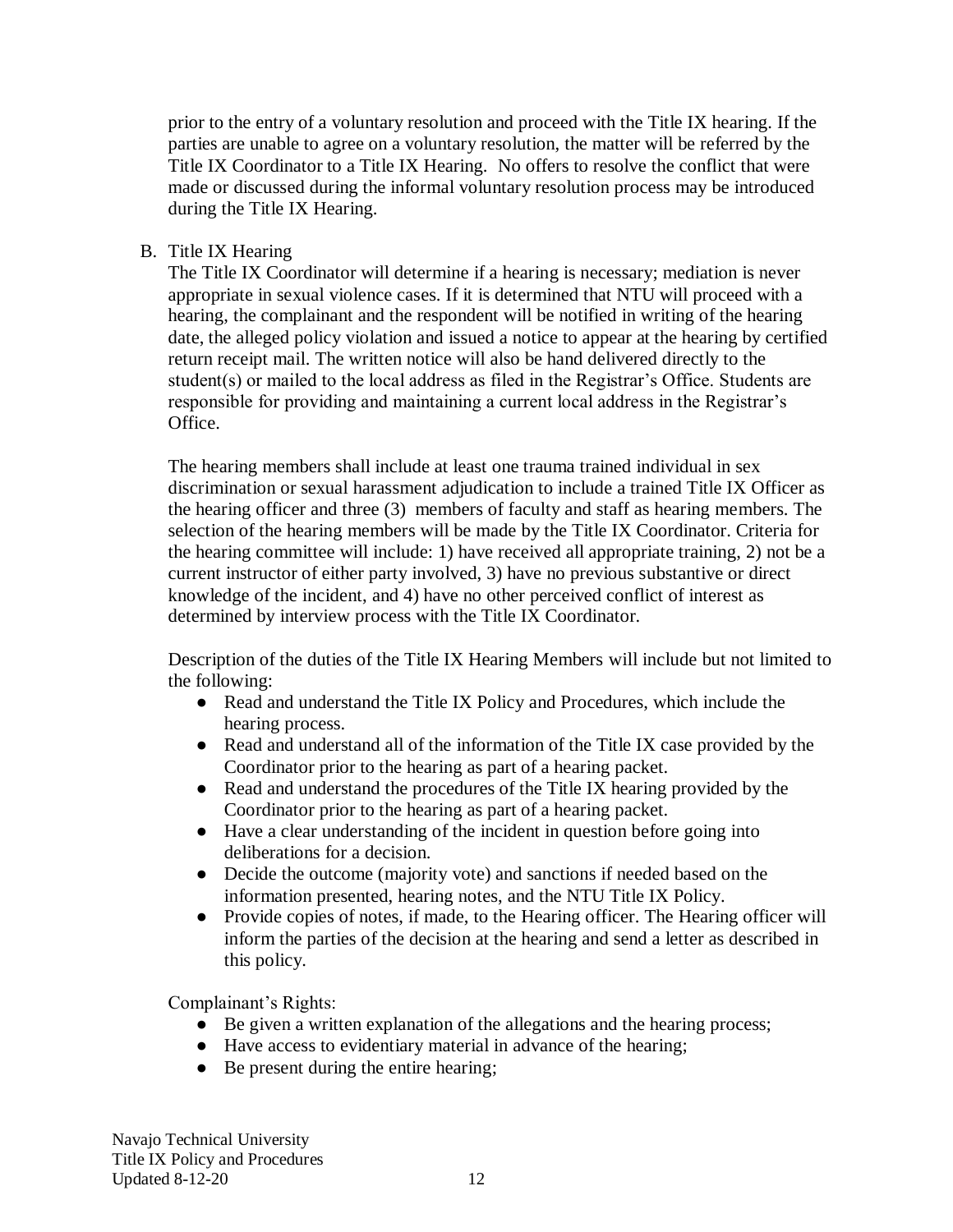prior to the entry of a voluntary resolution and proceed with the Title IX hearing. If the parties are unable to agree on a voluntary resolution, the matter will be referred by the Title IX Coordinator to a Title IX Hearing. No offers to resolve the conflict that were made or discussed during the informal voluntary resolution process may be introduced during the Title IX Hearing.

B. Title IX Hearing

The Title IX Coordinator will determine if a hearing is necessary; mediation is never appropriate in sexual violence cases. If it is determined that NTU will proceed with a hearing, the complainant and the respondent will be notified in writing of the hearing date, the alleged policy violation and issued a notice to appear at the hearing by certified return receipt mail. The written notice will also be hand delivered directly to the student(s) or mailed to the local address as filed in the Registrar's Office. Students are responsible for providing and maintaining a current local address in the Registrar's Office.

The hearing members shall include at least one trauma trained individual in sex discrimination or sexual harassment adjudication to include a trained Title IX Officer as the hearing officer and three (3) members of faculty and staff as hearing members. The selection of the hearing members will be made by the Title IX Coordinator. Criteria for the hearing committee will include: 1) have received all appropriate training, 2) not be a current instructor of either party involved, 3) have no previous substantive or direct knowledge of the incident, and 4) have no other perceived conflict of interest as determined by interview process with the Title IX Coordinator.

Description of the duties of the Title IX Hearing Members will include but not limited to the following:

- Read and understand the Title IX Policy and Procedures, which include the hearing process.
- Read and understand all of the information of the Title IX case provided by the Coordinator prior to the hearing as part of a hearing packet.
- Read and understand the procedures of the Title IX hearing provided by the Coordinator prior to the hearing as part of a hearing packet.
- Have a clear understanding of the incident in question before going into deliberations for a decision.
- Decide the outcome (majority vote) and sanctions if needed based on the information presented, hearing notes, and the NTU Title IX Policy.
- Provide copies of notes, if made, to the Hearing officer. The Hearing officer will inform the parties of the decision at the hearing and send a letter as described in this policy.

Complainant's Rights:

- Be given a written explanation of the allegations and the hearing process;
- Have access to evidentiary material in advance of the hearing;
- Be present during the entire hearing;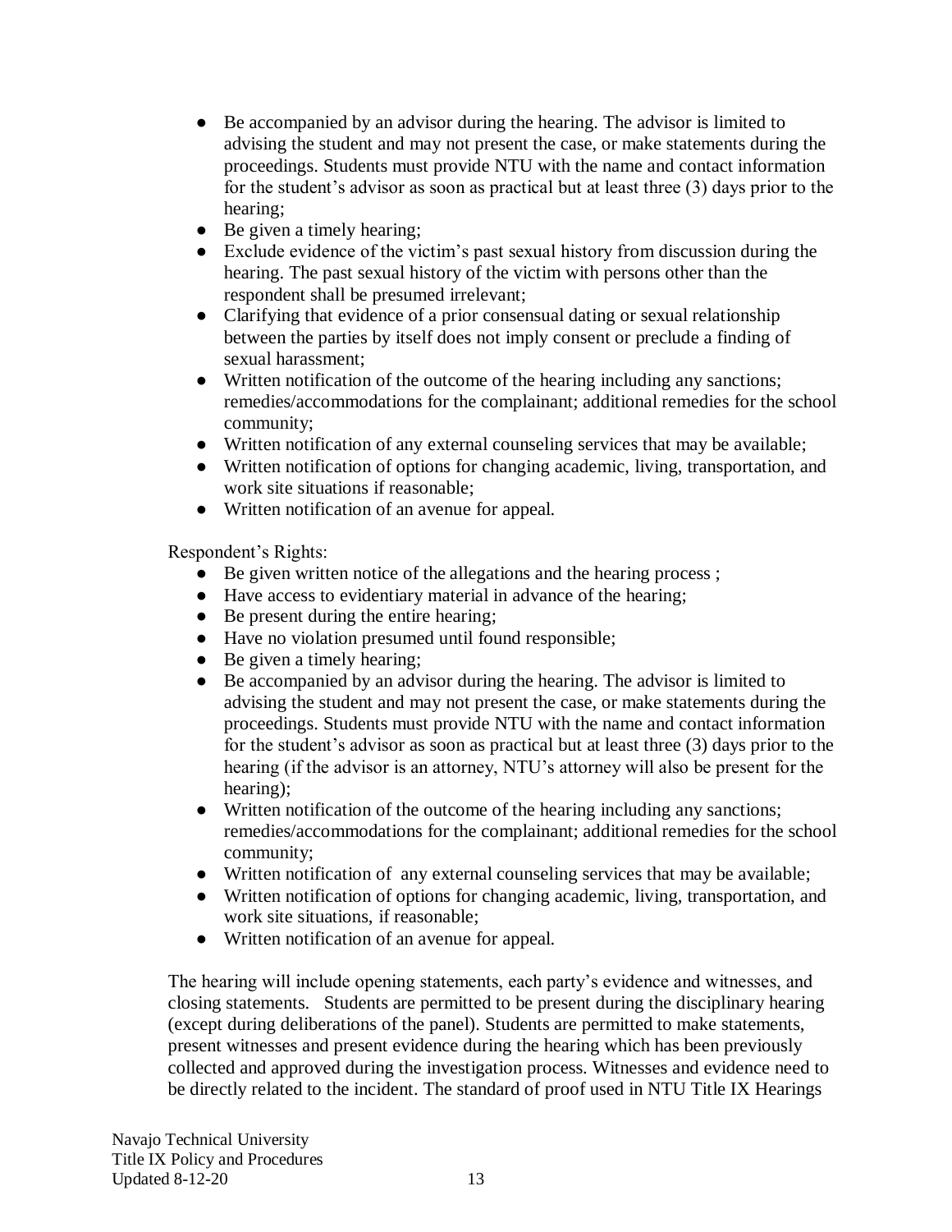- Be accompanied by an advisor during the hearing. The advisor is limited to advising the student and may not present the case, or make statements during the proceedings. Students must provide NTU with the name and contact information for the student's advisor as soon as practical but at least three (3) days prior to the hearing;
- Be given a timely hearing;
- Exclude evidence of the victim's past sexual history from discussion during the hearing. The past sexual history of the victim with persons other than the respondent shall be presumed irrelevant;
- Clarifying that evidence of a prior consensual dating or sexual relationship between the parties by itself does not imply consent or preclude a finding of sexual harassment;
- Written notification of the outcome of the hearing including any sanctions; remedies/accommodations for the complainant; additional remedies for the school community;
- Written notification of any external counseling services that may be available;
- Written notification of options for changing academic, living, transportation, and work site situations if reasonable;
- Written notification of an avenue for appeal.

Respondent's Rights:

- Be given written notice of the allegations and the hearing process ;
- Have access to evidentiary material in advance of the hearing;
- Be present during the entire hearing;
- Have no violation presumed until found responsible;
- Be given a timely hearing;
- Be accompanied by an advisor during the hearing. The advisor is limited to advising the student and may not present the case, or make statements during the proceedings. Students must provide NTU with the name and contact information for the student's advisor as soon as practical but at least three (3) days prior to the hearing (if the advisor is an attorney, NTU's attorney will also be present for the hearing);
- Written notification of the outcome of the hearing including any sanctions; remedies/accommodations for the complainant; additional remedies for the school community;
- Written notification of any external counseling services that may be available;
- Written notification of options for changing academic, living, transportation, and work site situations, if reasonable;
- Written notification of an avenue for appeal.

The hearing will include opening statements, each party's evidence and witnesses, and closing statements. Students are permitted to be present during the disciplinary hearing (except during deliberations of the panel). Students are permitted to make statements, present witnesses and present evidence during the hearing which has been previously collected and approved during the investigation process. Witnesses and evidence need to be directly related to the incident. The standard of proof used in NTU Title IX Hearings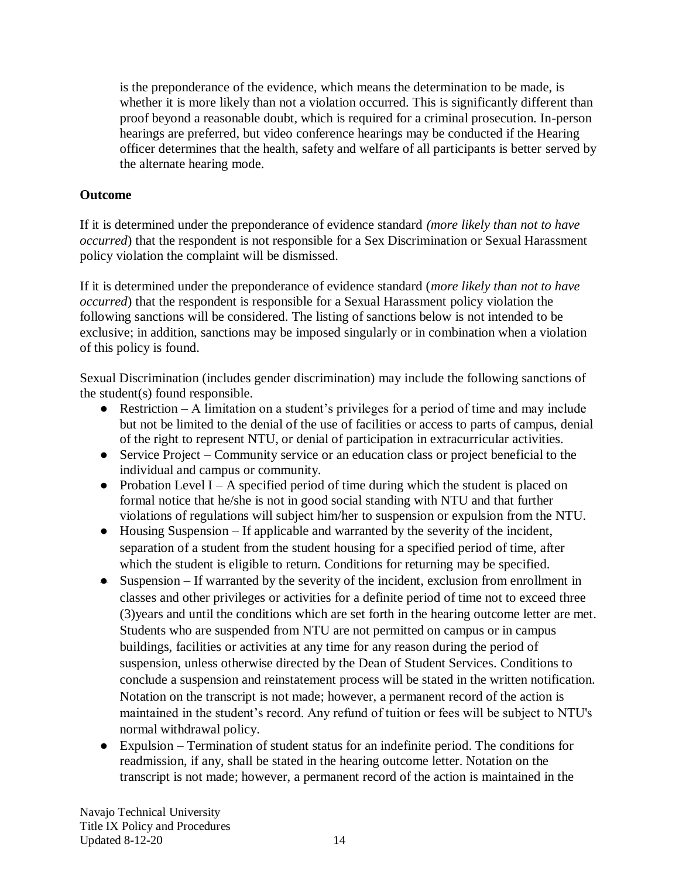is the preponderance of the evidence, which means the determination to be made, is whether it is more likely than not a violation occurred. This is significantly different than proof beyond a reasonable doubt, which is required for a criminal prosecution. In-person hearings are preferred, but video conference hearings may be conducted if the Hearing officer determines that the health, safety and welfare of all participants is better served by the alternate hearing mode.

**Outcome**

If it is determined under the preponderance of evidence standard *(more likely than not to have occurred*) that the respondent is not responsible for a Sex Discrimination or Sexual Harassment policy violation the complaint will be dismissed.

If it is determined under the preponderance of evidence standard (*more likely than not to have occurred*) that the respondent is responsible for a Sexual Harassment policy violation the following sanctions will be considered. The listing of sanctions below is not intended to be exclusive; in addition, sanctions may be imposed singularly or in combination when a violation of this policy is found.

Sexual Discrimination (includes gender discrimination) may include the following sanctions of the student(s) found responsible.

- Restriction – A limitation on a student's privileges for a period of time and may include but not be limited to the denial of the use of facilities or access to parts of campus, denial of the right to represent NTU, or denial of participation in extracurricular activities.
- Service Project – Community service or an education class or project beneficial to the individual and campus or community.
- Probation Level I – A specified period of time during which the student is placed on formal notice that he/she is not in good social standing with NTU and that further violations of regulations will subject him/her to suspension or expulsion from the NTU.
- Housing Suspension – If applicable and warranted by the severity of the incident, separation of a student from the student housing for a specified period of time, after which the student is eligible to return. Conditions for returning may be specified.
- Suspension – If warranted by the severity of the incident, exclusion from enrollment in classes and other privileges or activities for a definite period of time not to exceed three (3)years and until the conditions which are set forth in the hearing outcome letter are met. Students who are suspended from NTU are not permitted on campus or in campus buildings, facilities or activities at any time for any reason during the period of suspension, unless otherwise directed by the Dean of Student Services. Conditions to conclude a suspension and reinstatement process will be stated in the written notification. Notation on the transcript is not made; however, a permanent record of the action is maintained in the student's record. Any refund of tuition or fees will be subject to NTU's normal withdrawal policy.
- Expulsion – Termination of student status for an indefinite period. The conditions for readmission, if any, shall be stated in the hearing outcome letter. Notation on the transcript is not made; however, a permanent record of the action is maintained in the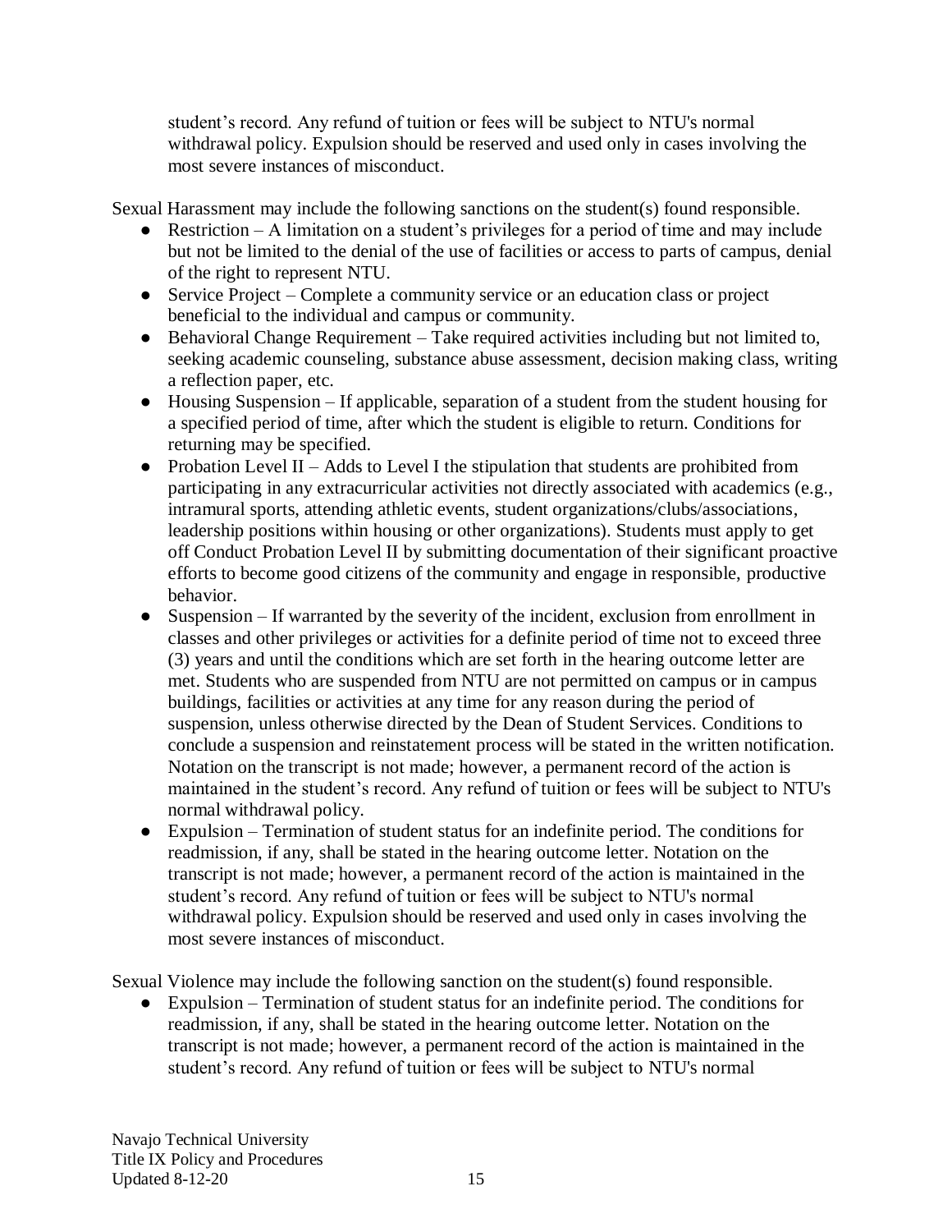student's record. Any refund of tuition or fees will be subject to NTU's normal withdrawal policy. Expulsion should be reserved and used only in cases involving the most severe instances of misconduct.

Sexual Harassment may include the following sanctions on the student(s) found responsible.

- Restriction – A limitation on a student's privileges for a period of time and may include but not be limited to the denial of the use of facilities or access to parts of campus, denial of the right to represent NTU.
- Service Project – Complete a community service or an education class or project beneficial to the individual and campus or community.
- Behavioral Change Requirement – Take required activities including but not limited to, seeking academic counseling, substance abuse assessment, decision making class, writing a reflection paper, etc.
- Housing Suspension – If applicable, separation of a student from the student housing for a specified period of time, after which the student is eligible to return. Conditions for returning may be specified.
- Probation Level II – Adds to Level I the stipulation that students are prohibited from participating in any extracurricular activities not directly associated with academics (e.g., intramural sports, attending athletic events, student organizations/clubs/associations, leadership positions within housing or other organizations). Students must apply to get off Conduct Probation Level II by submitting documentation of their significant proactive efforts to become good citizens of the community and engage in responsible, productive behavior.
- Suspension – If warranted by the severity of the incident, exclusion from enrollment in classes and other privileges or activities for a definite period of time not to exceed three (3) years and until the conditions which are set forth in the hearing outcome letter are met. Students who are suspended from NTU are not permitted on campus or in campus buildings, facilities or activities at any time for any reason during the period of suspension, unless otherwise directed by the Dean of Student Services. Conditions to conclude a suspension and reinstatement process will be stated in the written notification. Notation on the transcript is not made; however, a permanent record of the action is maintained in the student's record. Any refund of tuition or fees will be subject to NTU's normal withdrawal policy.
- Expulsion – Termination of student status for an indefinite period. The conditions for readmission, if any, shall be stated in the hearing outcome letter. Notation on the transcript is not made; however, a permanent record of the action is maintained in the student's record. Any refund of tuition or fees will be subject to NTU's normal withdrawal policy. Expulsion should be reserved and used only in cases involving the most severe instances of misconduct.

Sexual Violence may include the following sanction on the student(s) found responsible.

- Expulsion – Termination of student status for an indefinite period. The conditions for readmission, if any, shall be stated in the hearing outcome letter. Notation on the transcript is not made; however, a permanent record of the action is maintained in the student's record. Any refund of tuition or fees will be subject to NTU's normal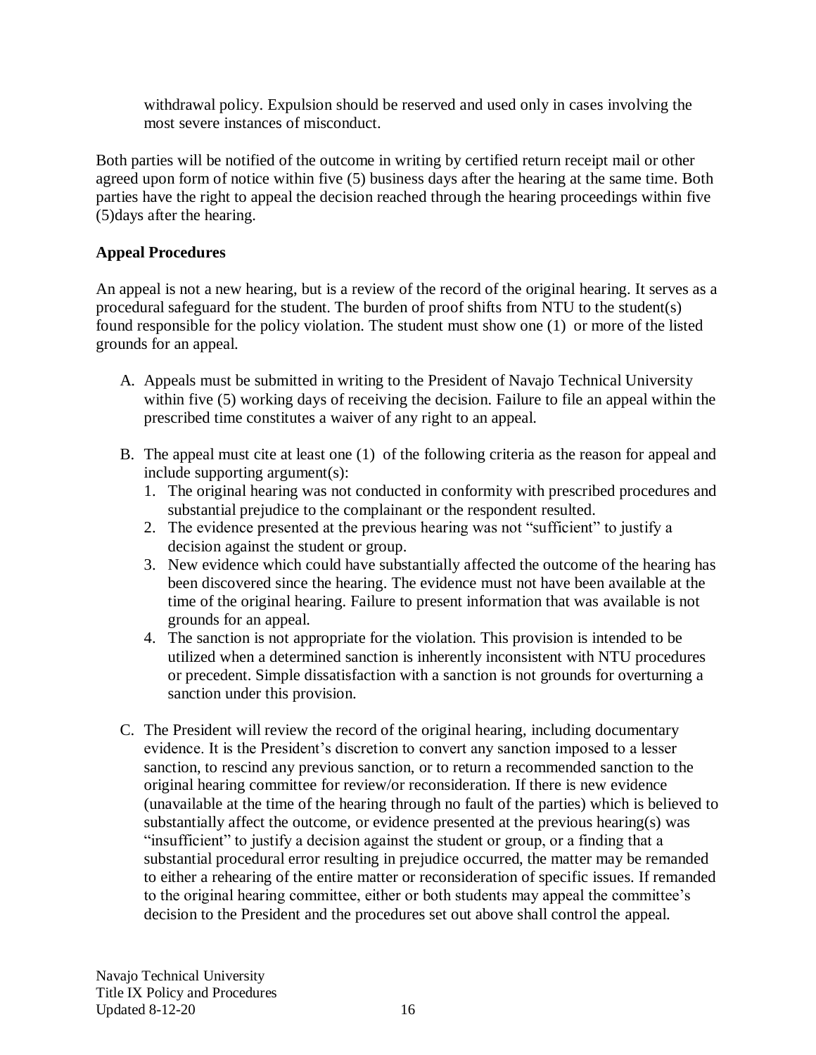withdrawal policy. Expulsion should be reserved and used only in cases involving the most severe instances of misconduct.

Both parties will be notified of the outcome in writing by certified return receipt mail or other agreed upon form of notice within five (5) business days after the hearing at the same time. Both parties have the right to appeal the decision reached through the hearing proceedings within five (5)days after the hearing.

**Appeal Procedures**

An appeal is not a new hearing, but is a review of the record of the original hearing. It serves as a procedural safeguard for the student. The burden of proof shifts from NTU to the student(s) found responsible for the policy violation. The student must show one (1) or more of the listed grounds for an appeal.

A. Appeals must be submitted in writing to the President of Navajo Technical University within five (5) working days of receiving the decision. Failure to file an appeal within the prescribed time constitutes a waiver of any right to an appeal.

B. The appeal must cite at least one (1) of the following criteria as the reason for appeal and include supporting argument(s):
   1. The original hearing was not conducted in conformity with prescribed procedures and substantial prejudice to the complainant or the respondent resulted.
   2. The evidence presented at the previous hearing was not "sufficient" to justify a decision against the student or group.
   3. New evidence which could have substantially affected the outcome of the hearing has been discovered since the hearing. The evidence must not have been available at the time of the original hearing. Failure to present information that was available is not grounds for an appeal.
   4. The sanction is not appropriate for the violation. This provision is intended to be utilized when a determined sanction is inherently inconsistent with NTU procedures or precedent. Simple dissatisfaction with a sanction is not grounds for overturning a sanction under this provision.

C. The President will review the record of the original hearing, including documentary evidence. It is the President's discretion to convert any sanction imposed to a lesser sanction, to rescind any previous sanction, or to return a recommended sanction to the original hearing committee for review/or reconsideration. If there is new evidence (unavailable at the time of the hearing through no fault of the parties) which is believed to substantially affect the outcome, or evidence presented at the previous hearing(s) was "insufficient" to justify a decision against the student or group, or a finding that a substantial procedural error resulting in prejudice occurred, the matter may be remanded to either a rehearing of the entire matter or reconsideration of specific issues. If remanded to the original hearing committee, either or both students may appeal the committee's decision to the President and the procedures set out above shall control the appeal.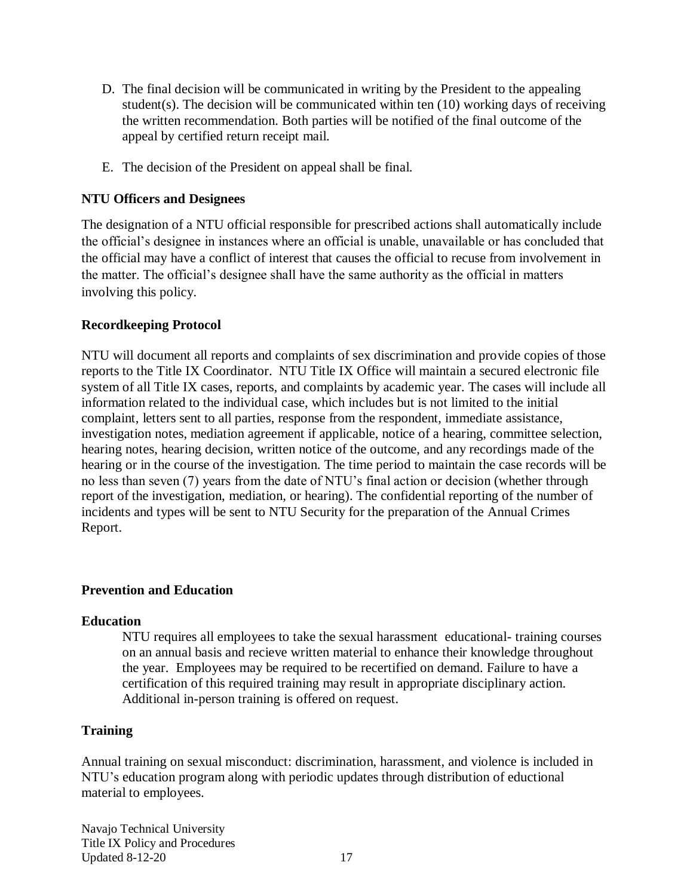D. The final decision will be communicated in writing by the President to the appealing student(s). The decision will be communicated within ten (10) working days of receiving the written recommendation. Both parties will be notified of the final outcome of the appeal by certified return receipt mail.

E. The decision of the President on appeal shall be final.

**NTU Officers and Designees**

The designation of a NTU official responsible for prescribed actions shall automatically include the official's designee in instances where an official is unable, unavailable or has concluded that the official may have a conflict of interest that causes the official to recuse from involvement in the matter. The official's designee shall have the same authority as the official in matters involving this policy.

**Recordkeeping Protocol**

NTU will document all reports and complaints of sex discrimination and provide copies of those reports to the Title IX Coordinator. NTU Title IX Office will maintain a secured electronic file system of all Title IX cases, reports, and complaints by academic year. The cases will include all information related to the individual case, which includes but is not limited to the initial complaint, letters sent to all parties, response from the respondent, immediate assistance, investigation notes, mediation agreement if applicable, notice of a hearing, committee selection, hearing notes, hearing decision, written notice of the outcome, and any recordings made of the hearing or in the course of the investigation. The time period to maintain the case records will be no less than seven (7) years from the date of NTU's final action or decision (whether through report of the investigation, mediation, or hearing). The confidential reporting of the number of incidents and types will be sent to NTU Security for the preparation of the Annual Crimes Report.

**Prevention and Education**

**Education**

NTU requires all employees to take the sexual harassment educational- training courses on an annual basis and recieve written material to enhance their knowledge throughout the year. Employees may be required to be recertified on demand. Failure to have a certification of this required training may result in appropriate disciplinary action. Additional in-person training is offered on request.

**Training**

Annual training on sexual misconduct: discrimination, harassment, and violence is included in NTU's education program along with periodic updates through distribution of eductional material to employees.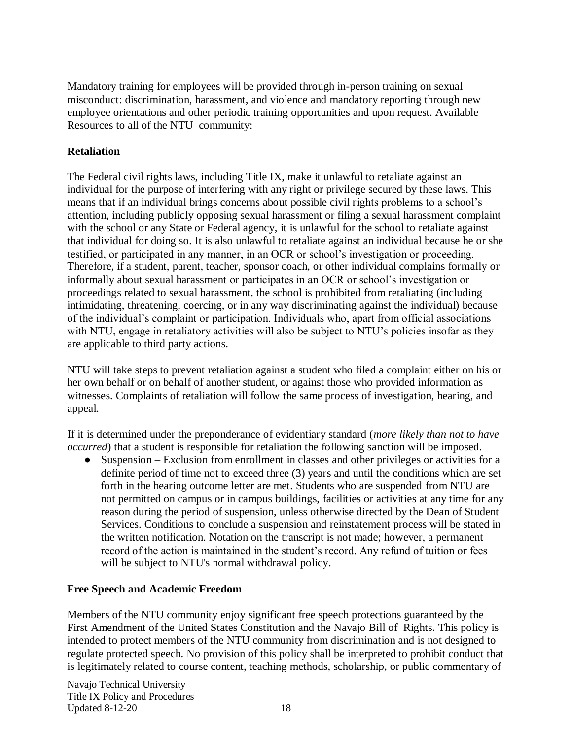Mandatory training for employees will be provided through in-person training on sexual misconduct: discrimination, harassment, and violence and mandatory reporting through new employee orientations and other periodic training opportunities and upon request. Available Resources to all of the NTU community:

**Retaliation**

The Federal civil rights laws, including Title IX, make it unlawful to retaliate against an individual for the purpose of interfering with any right or privilege secured by these laws. This means that if an individual brings concerns about possible civil rights problems to a school's attention, including publicly opposing sexual harassment or filing a sexual harassment complaint with the school or any State or Federal agency, it is unlawful for the school to retaliate against that individual for doing so. It is also unlawful to retaliate against an individual because he or she testified, or participated in any manner, in an OCR or school's investigation or proceeding. Therefore, if a student, parent, teacher, sponsor coach, or other individual complains formally or informally about sexual harassment or participates in an OCR or school's investigation or proceedings related to sexual harassment, the school is prohibited from retaliating (including intimidating, threatening, coercing, or in any way discriminating against the individual) because of the individual's complaint or participation. Individuals who, apart from official associations with NTU, engage in retaliatory activities will also be subject to NTU's policies insofar as they are applicable to third party actions.

NTU will take steps to prevent retaliation against a student who filed a complaint either on his or her own behalf or on behalf of another student, or against those who provided information as witnesses. Complaints of retaliation will follow the same process of investigation, hearing, and appeal.

If it is determined under the preponderance of evidentiary standard (*more likely than not to have occurred*) that a student is responsible for retaliation the following sanction will be imposed.

- Suspension – Exclusion from enrollment in classes and other privileges or activities for a definite period of time not to exceed three (3) years and until the conditions which are set forth in the hearing outcome letter are met. Students who are suspended from NTU are not permitted on campus or in campus buildings, facilities or activities at any time for any reason during the period of suspension, unless otherwise directed by the Dean of Student Services. Conditions to conclude a suspension and reinstatement process will be stated in the written notification. Notation on the transcript is not made; however, a permanent record of the action is maintained in the student's record. Any refund of tuition or fees will be subject to NTU's normal withdrawal policy.

**Free Speech and Academic Freedom**

Members of the NTU community enjoy significant free speech protections guaranteed by the First Amendment of the United States Constitution and the Navajo Bill of Rights. This policy is intended to protect members of the NTU community from discrimination and is not designed to regulate protected speech. No provision of this policy shall be interpreted to prohibit conduct that is legitimately related to course content, teaching methods, scholarship, or public commentary of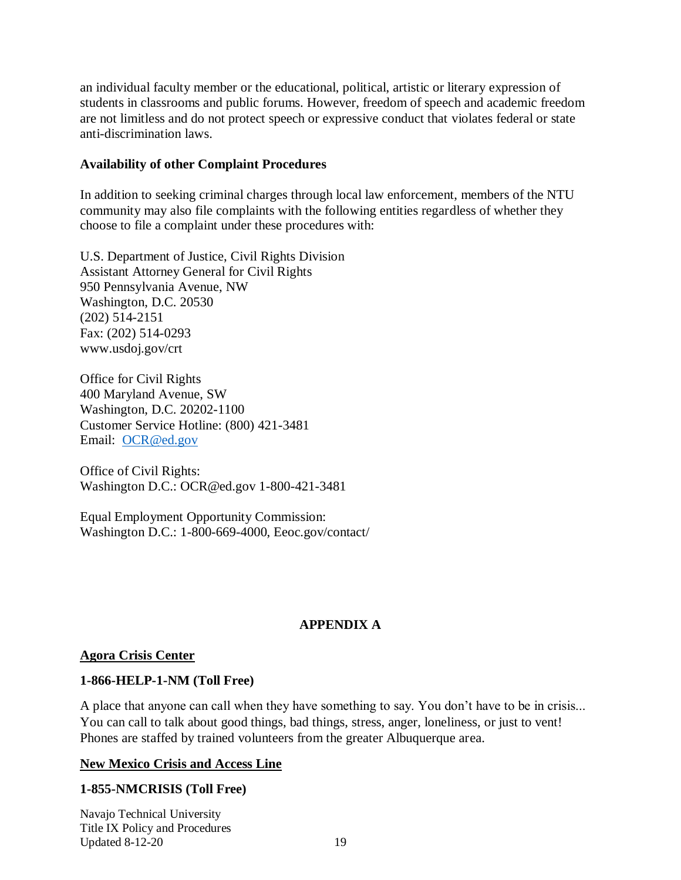an individual faculty member or the educational, political, artistic or literary expression of students in classrooms and public forums. However, freedom of speech and academic freedom are not limitless and do not protect speech or expressive conduct that violates federal or state anti-discrimination laws.

**Availability of other Complaint Procedures**

In addition to seeking criminal charges through local law enforcement, members of the NTU community may also file complaints with the following entities regardless of whether they choose to file a complaint under these procedures with:

U.S. Department of Justice, Civil Rights Division
Assistant Attorney General for Civil Rights
950 Pennsylvania Avenue, NW
Washington, D.C. 20530
(202) 514-2151
Fax: (202) 514-0293
www.usdoj.gov/crt

Office for Civil Rights
400 Maryland Avenue, SW
Washington, D.C. 20202-1100
Customer Service Hotline: (800) 421-3481
Email: OCR@ed.gov

Office of Civil Rights:
Washington D.C.: OCR@ed.gov 1-800-421-3481

Equal Employment Opportunity Commission:
Washington D.C.: 1-800-669-4000, Eeoc.gov/contact/

## APPENDIX A

**Agora Crisis Center**

**1-866-HELP-1-NM (Toll Free)**

A place that anyone can call when they have something to say. You don't have to be in crisis... You can call to talk about good things, bad things, stress, anger, loneliness, or just to vent! Phones are staffed by trained volunteers from the greater Albuquerque area.

**New Mexico Crisis and Access Line**

**1-855-NMCRISIS (Toll Free)**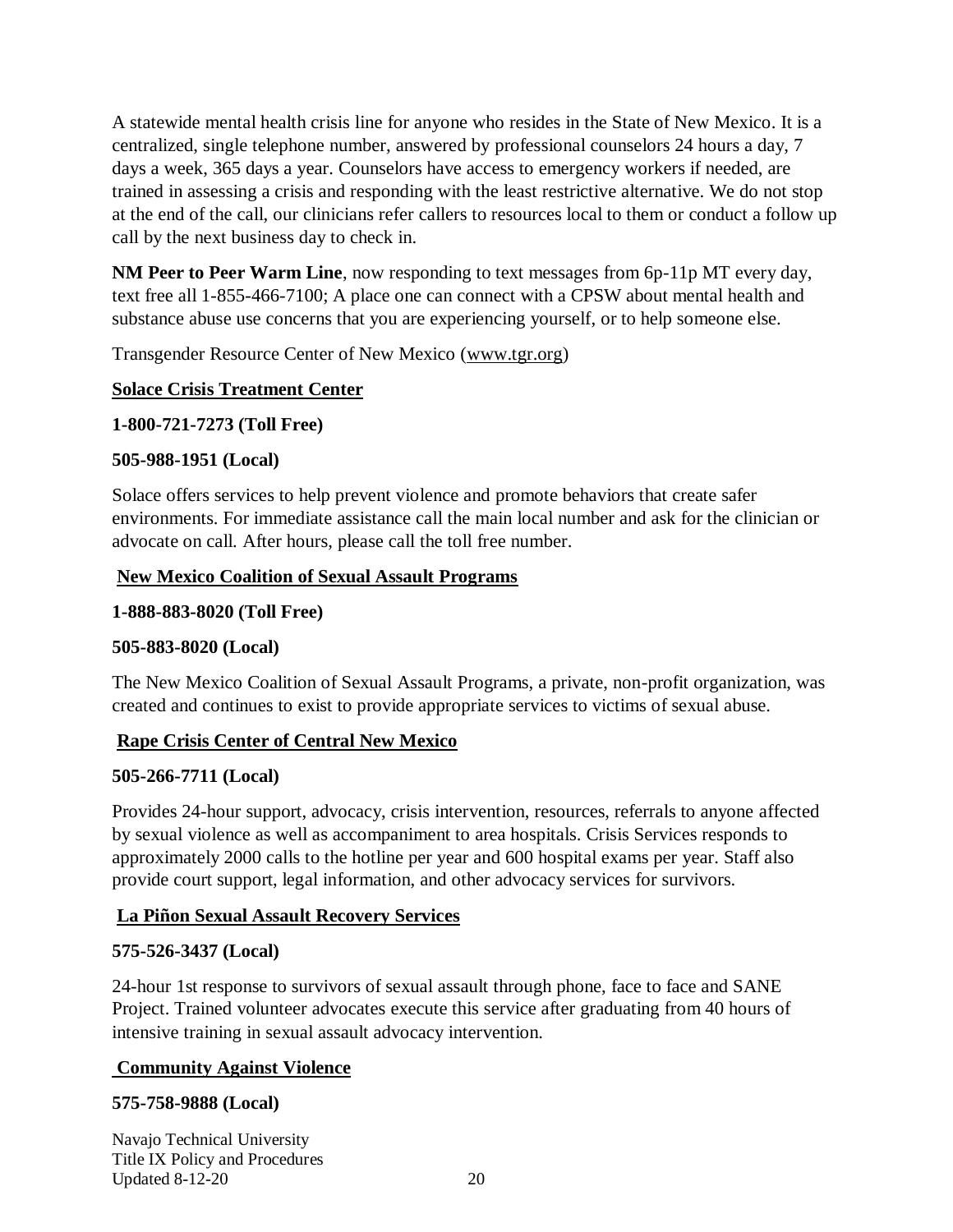A statewide mental health crisis line for anyone who resides in the State of New Mexico. It is a centralized, single telephone number, answered by professional counselors 24 hours a day, 7 days a week, 365 days a year. Counselors have access to emergency workers if needed, are trained in assessing a crisis and responding with the least restrictive alternative. We do not stop at the end of the call, our clinicians refer callers to resources local to them or conduct a follow up call by the next business day to check in.

**NM Peer to Peer Warm Line**, now responding to text messages from 6p-11p MT every day, text free all 1-855-466-7100; A place one can connect with a CPSW about mental health and substance abuse use concerns that you are experiencing yourself, or to help someone else.

Transgender Resource Center of New Mexico (www.tgr.org)

**Solace Crisis Treatment Center**

**1-800-721-7273 (Toll Free)**

**505-988-1951 (Local)**

Solace offers services to help prevent violence and promote behaviors that create safer environments. For immediate assistance call the main local number and ask for the clinician or advocate on call. After hours, please call the toll free number.

**New Mexico Coalition of Sexual Assault Programs**

**1-888-883-8020 (Toll Free)**

**505-883-8020 (Local)**

The New Mexico Coalition of Sexual Assault Programs, a private, non-profit organization, was created and continues to exist to provide appropriate services to victims of sexual abuse.

**Rape Crisis Center of Central New Mexico**

**505-266-7711 (Local)**

Provides 24-hour support, advocacy, crisis intervention, resources, referrals to anyone affected by sexual violence as well as accompaniment to area hospitals. Crisis Services responds to approximately 2000 calls to the hotline per year and 600 hospital exams per year. Staff also provide court support, legal information, and other advocacy services for survivors.

**La Piñon Sexual Assault Recovery Services**

**575-526-3437 (Local)**

24-hour 1st response to survivors of sexual assault through phone, face to face and SANE Project. Trained volunteer advocates execute this service after graduating from 40 hours of intensive training in sexual assault advocacy intervention.

**Community Against Violence**

**575-758-9888 (Local)**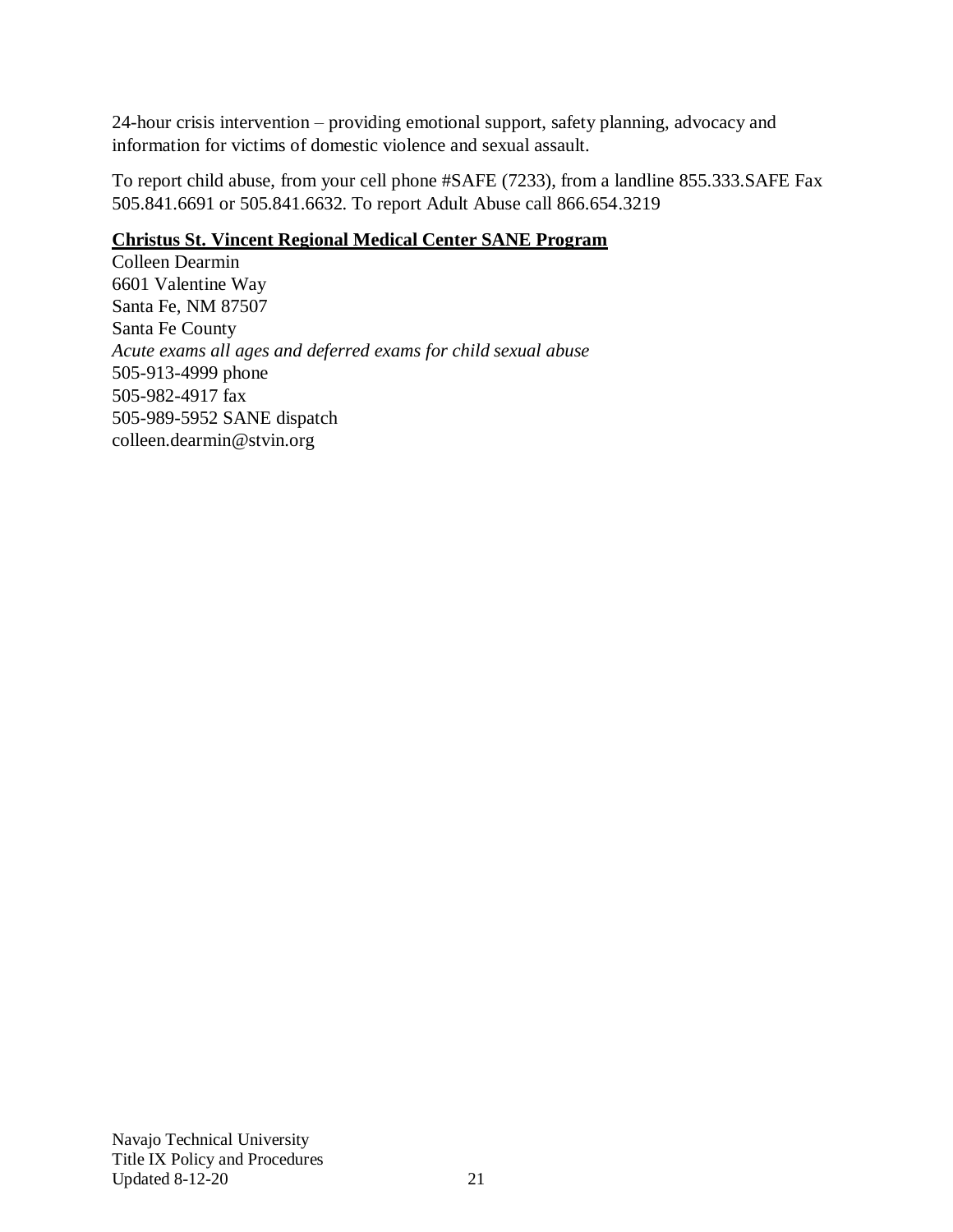24-hour crisis intervention – providing emotional support, safety planning, advocacy and information for victims of domestic violence and sexual assault.

To report child abuse, from your cell phone #SAFE (7233), from a landline 855.333.SAFE Fax 505.841.6691 or 505.841.6632. To report Adult Abuse call 866.654.3219

**Christus St. Vincent Regional Medical Center SANE Program**

Colleen Dearmin
6601 Valentine Way
Santa Fe, NM 87507
Santa Fe County
*Acute exams all ages and deferred exams for child sexual abuse*
505-913-4999 phone
505-982-4917 fax
505-989-5952 SANE dispatch
colleen.dearmin@stvin.org